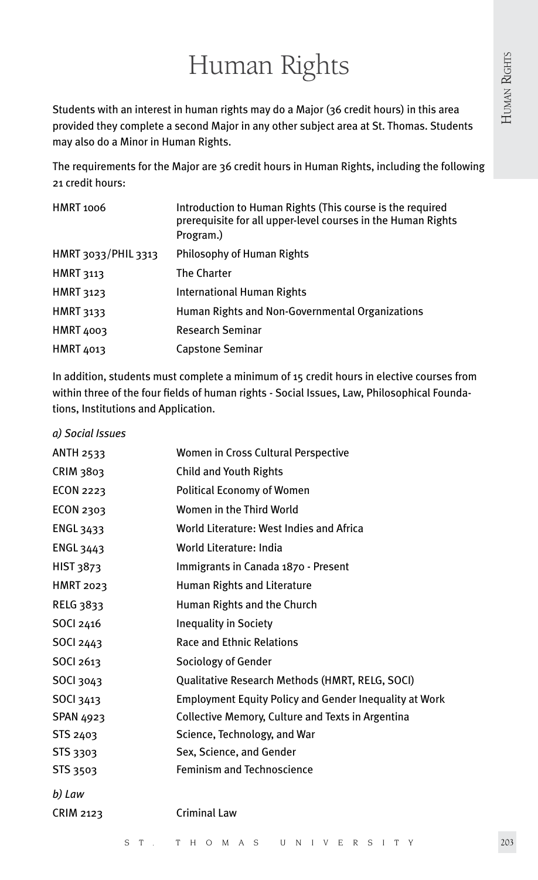# Human Rights

Students with an interest in human rights may do a Major (36 credit hours) in this area provided they complete a second Major in any other subject area at St. Thomas. Students may also do a Minor in Human Rights.

The requirements for the Major are 36 credit hours in Human Rights, including the following 21 credit hours:

| | |
|---|---|
| HMRT 1006 | Introduction to Human Rights (This course is the required prerequisite for all upper-level courses in the Human Rights Program.) |
| HMRT 3033/PHIL 3313 | Philosophy of Human Rights |
| HMRT 3113 | The Charter |
| HMRT 3123 | International Human Rights |
| HMRT 3133 | Human Rights and Non-Governmental Organizations |
| HMRT 4003 | Research Seminar |
| HMRT 4013 | Capstone Seminar |

In addition, students must complete a minimum of 15 credit hours in elective courses from within three of the four fields of human rights - Social Issues, Law, Philosophical Foundations, Institutions and Application.

*a) Social Issues*

| | |
|---|---|
| ANTH 2533 | Women in Cross Cultural Perspective |
| CRIM 3803 | Child and Youth Rights |
| ECON 2223 | Political Economy of Women |
| ECON 2303 | Women in the Third World |
| ENGL 3433 | World Literature: West Indies and Africa |
| ENGL 3443 | World Literature: India |
| HIST 3873 | Immigrants in Canada 1870 - Present |
| HMRT 2023 | Human Rights and Literature |
| RELG 3833 | Human Rights and the Church |
| SOCI 2416 | Inequality in Society |
| SOCI 2443 | Race and Ethnic Relations |
| SOCI 2613 | Sociology of Gender |
| SOCI 3043 | Qualitative Research Methods (HMRT, RELG, SOCI) |
| SOCI 3413 | Employment Equity Policy and Gender Inequality at Work |
| SPAN 4923 | Collective Memory, Culture and Texts in Argentina |
| STS 2403 | Science, Technology, and War |
| STS 3303 | Sex, Science, and Gender |
| STS 3503 | Feminism and Technoscience |

*b) Law*

| | |
|---|---|
| CRIM 2123 | Criminal Law |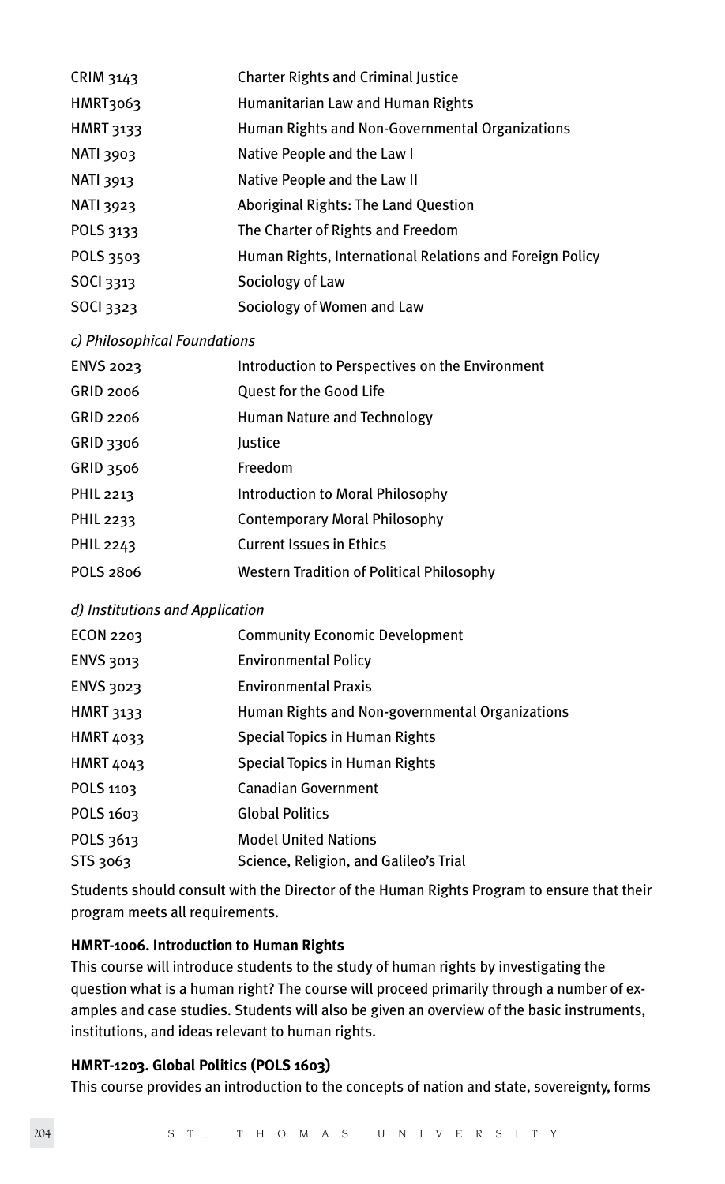| | |
|---|---|
| CRIM 3143 | Charter Rights and Criminal Justice |
| HMRT3063 | Humanitarian Law and Human Rights |
| HMRT 3133 | Human Rights and Non-Governmental Organizations |
| NATI 3903 | Native People and the Law I |
| NATI 3913 | Native People and the Law II |
| NATI 3923 | Aboriginal Rights: The Land Question |
| POLS 3133 | The Charter of Rights and Freedom |
| POLS 3503 | Human Rights, International Relations and Foreign Policy |
| SOCI 3313 | Sociology of Law |
| SOCI 3323 | Sociology of Women and Law |

*c) Philosophical Foundations*

| | |
|---|---|
| ENVS 2023 | Introduction to Perspectives on the Environment |
| GRID 2006 | Quest for the Good Life |
| GRID 2206 | Human Nature and Technology |
| GRID 3306 | Justice |
| GRID 3506 | Freedom |
| PHIL 2213 | Introduction to Moral Philosophy |
| PHIL 2233 | Contemporary Moral Philosophy |
| PHIL 2243 | Current Issues in Ethics |
| POLS 2806 | Western Tradition of Political Philosophy |

*d) Institutions and Application*

| | |
|---|---|
| ECON 2203 | Community Economic Development |
| ENVS 3013 | Environmental Policy |
| ENVS 3023 | Environmental Praxis |
| HMRT 3133 | Human Rights and Non-governmental Organizations |
| HMRT 4033 | Special Topics in Human Rights |
| HMRT 4043 | Special Topics in Human Rights |
| POLS 1103 | Canadian Government |
| POLS 1603 | Global Politics |
| POLS 3613 | Model United Nations |
| STS 3063 | Science, Religion, and Galileo's Trial |

Students should consult with the Director of the Human Rights Program to ensure that their program meets all requirements.

**HMRT-1006. Introduction to Human Rights**

This course will introduce students to the study of human rights by investigating the question what is a human right? The course will proceed primarily through a number of examples and case studies. Students will also be given an overview of the basic instruments, institutions, and ideas relevant to human rights.

**HMRT-1203. Global Politics (POLS 1603)**

This course provides an introduction to the concepts of nation and state, sovereignty, forms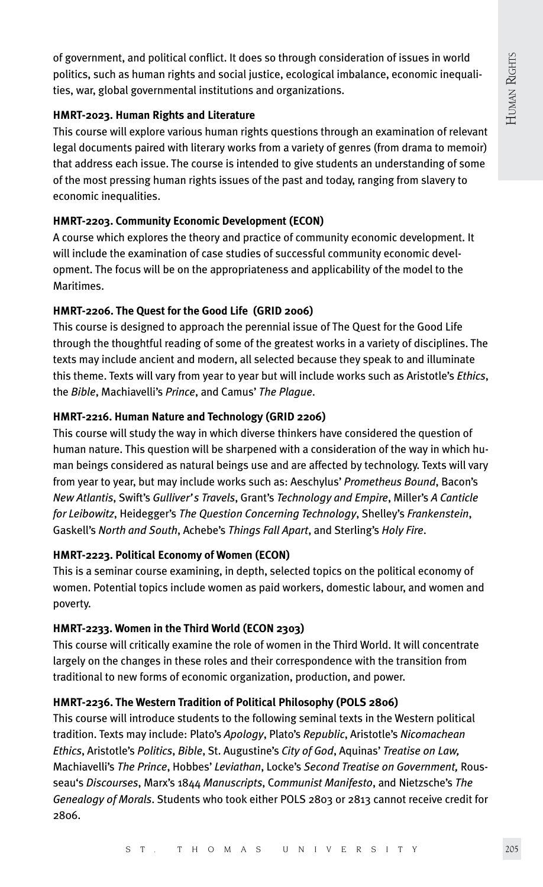of government, and political conflict. It does so through consideration of issues in world politics, such as human rights and social justice, ecological imbalance, economic inequalities, war, global governmental institutions and organizations.

#### HMRT-2023. Human Rights and Literature

This course will explore various human rights questions through an examination of relevant legal documents paired with literary works from a variety of genres (from drama to memoir) that address each issue. The course is intended to give students an understanding of some of the most pressing human rights issues of the past and today, ranging from slavery to economic inequalities.

#### HMRT-2203. Community Economic Development (ECON)

A course which explores the theory and practice of community economic development. It will include the examination of case studies of successful community economic development. The focus will be on the appropriateness and applicability of the model to the Maritimes.

#### HMRT-2206. The Quest for the Good Life (GRID 2006)

This course is designed to approach the perennial issue of The Quest for the Good Life through the thoughtful reading of some of the greatest works in a variety of disciplines. The texts may include ancient and modern, all selected because they speak to and illuminate this theme. Texts will vary from year to year but will include works such as Aristotle's *Ethics*, the *Bible*, Machiavelli's *Prince*, and Camus' *The Plague*.

#### HMRT-2216. Human Nature and Technology (GRID 2206)

This course will study the way in which diverse thinkers have considered the question of human nature. This question will be sharpened with a consideration of the way in which human beings considered as natural beings use and are affected by technology. Texts will vary from year to year, but may include works such as: Aeschylus' *Prometheus Bound*, Bacon's *New Atlantis*, Swift's *Gulliver's Travels*, Grant's *Technology and Empire*, Miller's *A Canticle for Leibowitz*, Heidegger's *The Question Concerning Technology*, Shelley's *Frankenstein*, Gaskell's *North and South*, Achebe's *Things Fall Apart*, and Sterling's *Holy Fire*.

#### HMRT-2223. Political Economy of Women (ECON)

This is a seminar course examining, in depth, selected topics on the political economy of women. Potential topics include women as paid workers, domestic labour, and women and poverty.

#### HMRT-2233. Women in the Third World (ECON 2303)

This course will critically examine the role of women in the Third World. It will concentrate largely on the changes in these roles and their correspondence with the transition from traditional to new forms of economic organization, production, and power.

#### HMRT-2236. The Western Tradition of Political Philosophy (POLS 2806)

This course will introduce students to the following seminal texts in the Western political tradition. Texts may include: Plato's *Apology*, Plato's *Republic*, Aristotle's *Nicomachean Ethics*, Aristotle's *Politics*, *Bible*, St. Augustine's *City of God*, Aquinas' *Treatise on Law,* Machiavelli's *The Prince*, Hobbes' *Leviathan*, Locke's *Second Treatise on Government,* Rousseau's *Discourses*, Marx's 1844 *Manuscripts*, *Communist Manifesto*, and Nietzsche's *The Genealogy of Morals*. Students who took either POLS 2803 or 2813 cannot receive credit for 2806.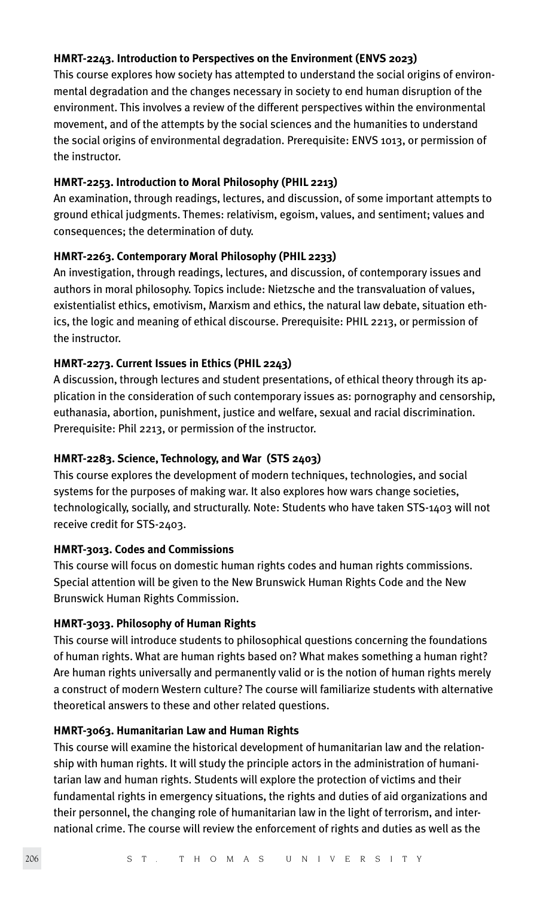**HMRT-2243. Introduction to Perspectives on the Environment (ENVS 2023)**

This course explores how society has attempted to understand the social origins of environmental degradation and the changes necessary in society to end human disruption of the environment. This involves a review of the different perspectives within the environmental movement, and of the attempts by the social sciences and the humanities to understand the social origins of environmental degradation. Prerequisite: ENVS 1013, or permission of the instructor.

**HMRT-2253. Introduction to Moral Philosophy (PHIL 2213)**

An examination, through readings, lectures, and discussion, of some important attempts to ground ethical judgments. Themes: relativism, egoism, values, and sentiment; values and consequences; the determination of duty.

**HMRT-2263. Contemporary Moral Philosophy (PHIL 2233)**

An investigation, through readings, lectures, and discussion, of contemporary issues and authors in moral philosophy. Topics include: Nietzsche and the transvaluation of values, existentialist ethics, emotivism, Marxism and ethics, the natural law debate, situation ethics, the logic and meaning of ethical discourse. Prerequisite: PHIL 2213, or permission of the instructor.

**HMRT-2273. Current Issues in Ethics (PHIL 2243)**

A discussion, through lectures and student presentations, of ethical theory through its application in the consideration of such contemporary issues as: pornography and censorship, euthanasia, abortion, punishment, justice and welfare, sexual and racial discrimination. Prerequisite: Phil 2213, or permission of the instructor.

**HMRT-2283. Science, Technology, and War (STS 2403)**

This course explores the development of modern techniques, technologies, and social systems for the purposes of making war. It also explores how wars change societies, technologically, socially, and structurally. Note: Students who have taken STS-1403 will not receive credit for STS-2403.

**HMRT-3013. Codes and Commissions**

This course will focus on domestic human rights codes and human rights commissions. Special attention will be given to the New Brunswick Human Rights Code and the New Brunswick Human Rights Commission.

**HMRT-3033. Philosophy of Human Rights**

This course will introduce students to philosophical questions concerning the foundations of human rights. What are human rights based on? What makes something a human right? Are human rights universally and permanently valid or is the notion of human rights merely a construct of modern Western culture? The course will familiarize students with alternative theoretical answers to these and other related questions.

**HMRT-3063. Humanitarian Law and Human Rights**

This course will examine the historical development of humanitarian law and the relationship with human rights. It will study the principle actors in the administration of humanitarian law and human rights. Students will explore the protection of victims and their fundamental rights in emergency situations, the rights and duties of aid organizations and their personnel, the changing role of humanitarian law in the light of terrorism, and international crime. The course will review the enforcement of rights and duties as well as the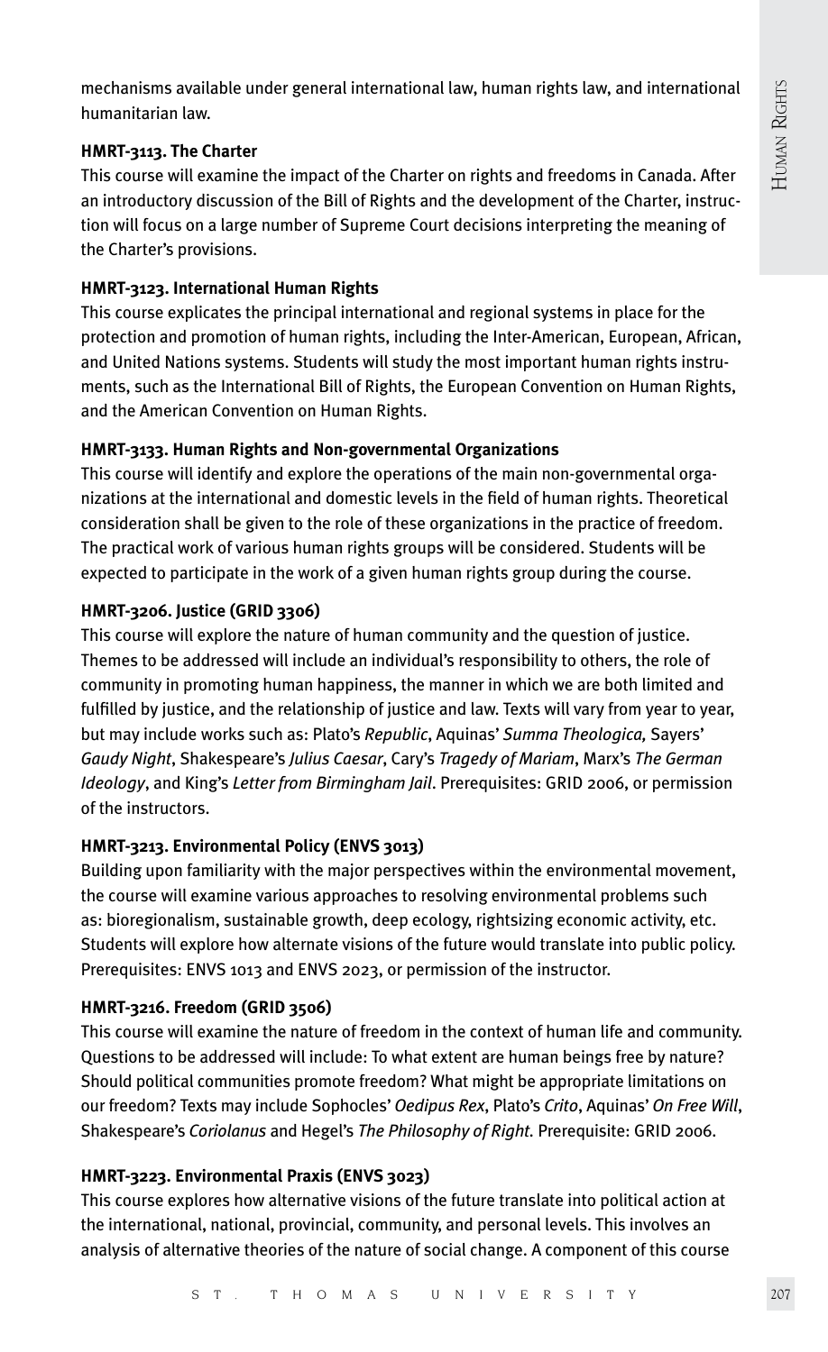mechanisms available under general international law, human rights law, and international humanitarian law.

#### HMRT-3113. The Charter

This course will examine the impact of the Charter on rights and freedoms in Canada. After an introductory discussion of the Bill of Rights and the development of the Charter, instruction will focus on a large number of Supreme Court decisions interpreting the meaning of the Charter's provisions.

#### HMRT-3123. International Human Rights

This course explicates the principal international and regional systems in place for the protection and promotion of human rights, including the Inter-American, European, African, and United Nations systems. Students will study the most important human rights instruments, such as the International Bill of Rights, the European Convention on Human Rights, and the American Convention on Human Rights.

#### HMRT-3133. Human Rights and Non-governmental Organizations

This course will identify and explore the operations of the main non-governmental organizations at the international and domestic levels in the field of human rights. Theoretical consideration shall be given to the role of these organizations in the practice of freedom. The practical work of various human rights groups will be considered. Students will be expected to participate in the work of a given human rights group during the course.

#### HMRT-3206. Justice (GRID 3306)

This course will explore the nature of human community and the question of justice. Themes to be addressed will include an individual's responsibility to others, the role of community in promoting human happiness, the manner in which we are both limited and fulfilled by justice, and the relationship of justice and law. Texts will vary from year to year, but may include works such as: Plato's *Republic*, Aquinas' *Summa Theologica,* Sayers' *Gaudy Night*, Shakespeare's *Julius Caesar*, Cary's *Tragedy of Mariam*, Marx's *The German Ideology*, and King's *Letter from Birmingham Jail*. Prerequisites: GRID 2006, or permission of the instructors.

#### HMRT-3213. Environmental Policy (ENVS 3013)

Building upon familiarity with the major perspectives within the environmental movement, the course will examine various approaches to resolving environmental problems such as: bioregionalism, sustainable growth, deep ecology, rightsizing economic activity, etc. Students will explore how alternate visions of the future would translate into public policy. Prerequisites: ENVS 1013 and ENVS 2023, or permission of the instructor.

#### HMRT-3216. Freedom (GRID 3506)

This course will examine the nature of freedom in the context of human life and community. Questions to be addressed will include: To what extent are human beings free by nature? Should political communities promote freedom? What might be appropriate limitations on our freedom? Texts may include Sophocles' *Oedipus Rex*, Plato's *Crito*, Aquinas' *On Free Will*, Shakespeare's *Coriolanus* and Hegel's *The Philosophy of Right.* Prerequisite: GRID 2006.

#### HMRT-3223. Environmental Praxis (ENVS 3023)

This course explores how alternative visions of the future translate into political action at the international, national, provincial, community, and personal levels. This involves an analysis of alternative theories of the nature of social change. A component of this course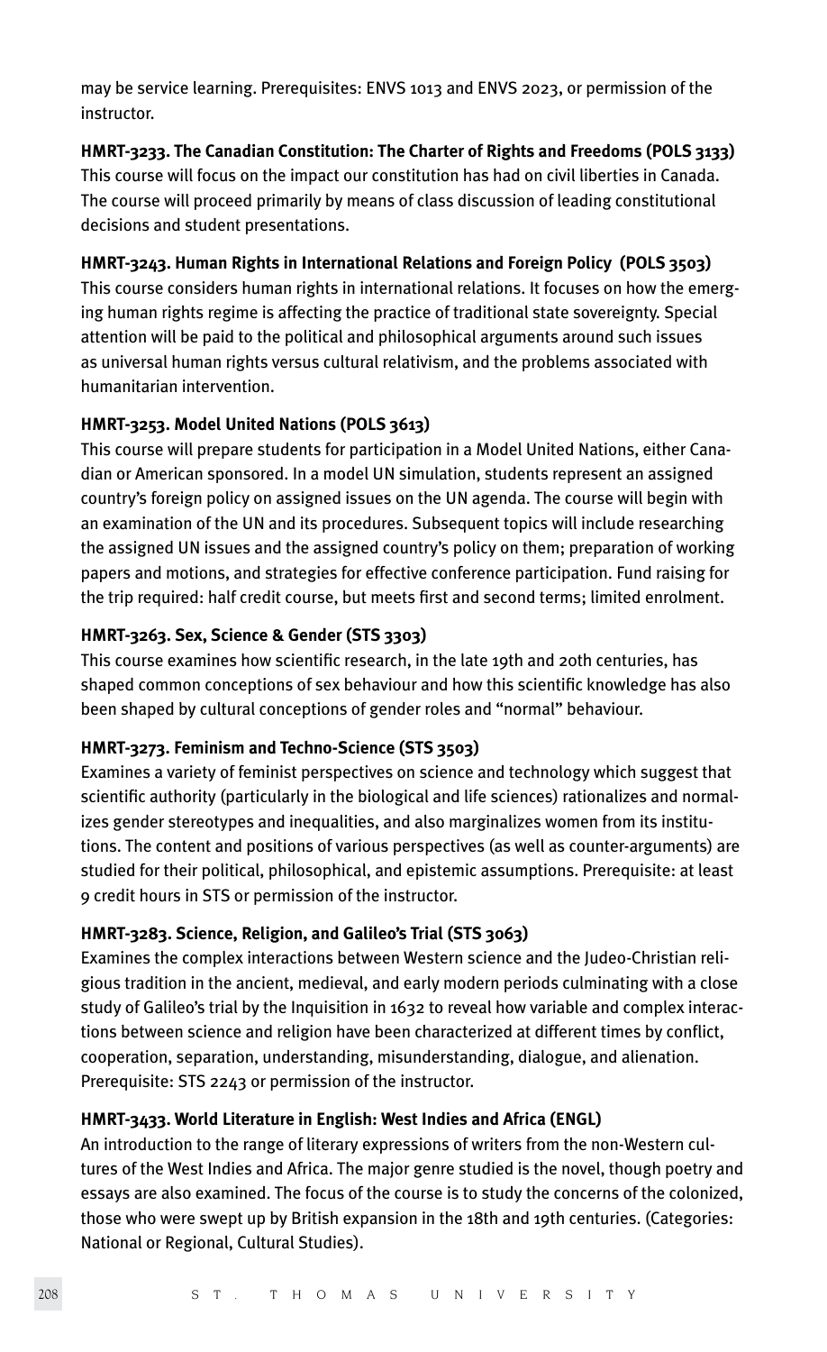may be service learning. Prerequisites: ENVS 1013 and ENVS 2023, or permission of the instructor.

**HMRT-3233. The Canadian Constitution: The Charter of Rights and Freedoms (POLS 3133)**
This course will focus on the impact our constitution has had on civil liberties in Canada. The course will proceed primarily by means of class discussion of leading constitutional decisions and student presentations.

**HMRT-3243. Human Rights in International Relations and Foreign Policy (POLS 3503)**
This course considers human rights in international relations. It focuses on how the emerging human rights regime is affecting the practice of traditional state sovereignty. Special attention will be paid to the political and philosophical arguments around such issues as universal human rights versus cultural relativism, and the problems associated with humanitarian intervention.

**HMRT-3253. Model United Nations (POLS 3613)**
This course will prepare students for participation in a Model United Nations, either Canadian or American sponsored. In a model UN simulation, students represent an assigned country's foreign policy on assigned issues on the UN agenda. The course will begin with an examination of the UN and its procedures. Subsequent topics will include researching the assigned UN issues and the assigned country's policy on them; preparation of working papers and motions, and strategies for effective conference participation. Fund raising for the trip required: half credit course, but meets first and second terms; limited enrolment.

**HMRT-3263. Sex, Science & Gender (STS 3303)**
This course examines how scientific research, in the late 19th and 20th centuries, has shaped common conceptions of sex behaviour and how this scientific knowledge has also been shaped by cultural conceptions of gender roles and "normal" behaviour.

**HMRT-3273. Feminism and Techno-Science (STS 3503)**
Examines a variety of feminist perspectives on science and technology which suggest that scientific authority (particularly in the biological and life sciences) rationalizes and normalizes gender stereotypes and inequalities, and also marginalizes women from its institutions. The content and positions of various perspectives (as well as counter-arguments) are studied for their political, philosophical, and epistemic assumptions. Prerequisite: at least 9 credit hours in STS or permission of the instructor.

**HMRT-3283. Science, Religion, and Galileo's Trial (STS 3063)**
Examines the complex interactions between Western science and the Judeo-Christian religious tradition in the ancient, medieval, and early modern periods culminating with a close study of Galileo's trial by the Inquisition in 1632 to reveal how variable and complex interactions between science and religion have been characterized at different times by conflict, cooperation, separation, understanding, misunderstanding, dialogue, and alienation. Prerequisite: STS 2243 or permission of the instructor.

**HMRT-3433. World Literature in English: West Indies and Africa (ENGL)**
An introduction to the range of literary expressions of writers from the non-Western cultures of the West Indies and Africa. The major genre studied is the novel, though poetry and essays are also examined. The focus of the course is to study the concerns of the colonized, those who were swept up by British expansion in the 18th and 19th centuries. (Categories: National or Regional, Cultural Studies).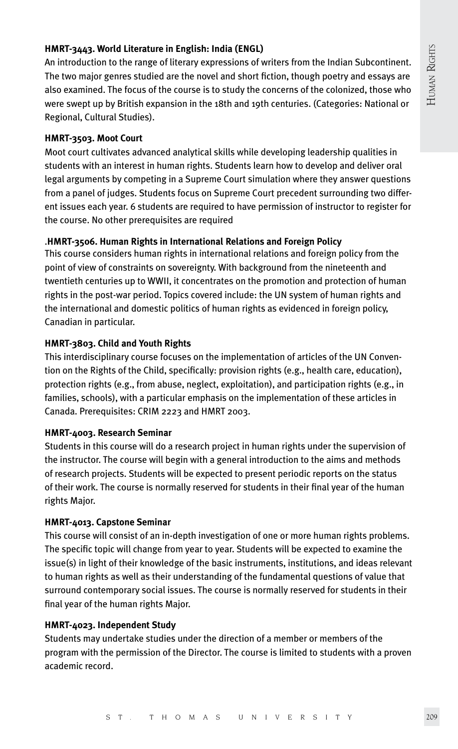**HMRT-3443. World Literature in English: India (ENGL)**

An introduction to the range of literary expressions of writers from the Indian Subcontinent. The two major genres studied are the novel and short fiction, though poetry and essays are also examined. The focus of the course is to study the concerns of the colonized, those who were swept up by British expansion in the 18th and 19th centuries. (Categories: National or Regional, Cultural Studies).

**HMRT-3503. Moot Court**

Moot court cultivates advanced analytical skills while developing leadership qualities in students with an interest in human rights. Students learn how to develop and deliver oral legal arguments by competing in a Supreme Court simulation where they answer questions from a panel of judges. Students focus on Supreme Court precedent surrounding two different issues each year. 6 students are required to have permission of instructor to register for the course. No other prerequisites are required

.**HMRT-3506. Human Rights in International Relations and Foreign Policy**

This course considers human rights in international relations and foreign policy from the point of view of constraints on sovereignty. With background from the nineteenth and twentieth centuries up to WWII, it concentrates on the promotion and protection of human rights in the post-war period. Topics covered include: the UN system of human rights and the international and domestic politics of human rights as evidenced in foreign policy, Canadian in particular.

**HMRT-3803. Child and Youth Rights**

This interdisciplinary course focuses on the implementation of articles of the UN Convention on the Rights of the Child, specifically: provision rights (e.g., health care, education), protection rights (e.g., from abuse, neglect, exploitation), and participation rights (e.g., in families, schools), with a particular emphasis on the implementation of these articles in Canada. Prerequisites: CRIM 2223 and HMRT 2003.

**HMRT-4003. Research Seminar**

Students in this course will do a research project in human rights under the supervision of the instructor. The course will begin with a general introduction to the aims and methods of research projects. Students will be expected to present periodic reports on the status of their work. The course is normally reserved for students in their final year of the human rights Major.

**HMRT-4013. Capstone Seminar**

This course will consist of an in-depth investigation of one or more human rights problems. The specific topic will change from year to year. Students will be expected to examine the issue(s) in light of their knowledge of the basic instruments, institutions, and ideas relevant to human rights as well as their understanding of the fundamental questions of value that surround contemporary social issues. The course is normally reserved for students in their final year of the human rights Major.

**HMRT-4023. Independent Study**

Students may undertake studies under the direction of a member or members of the program with the permission of the Director. The course is limited to students with a proven academic record.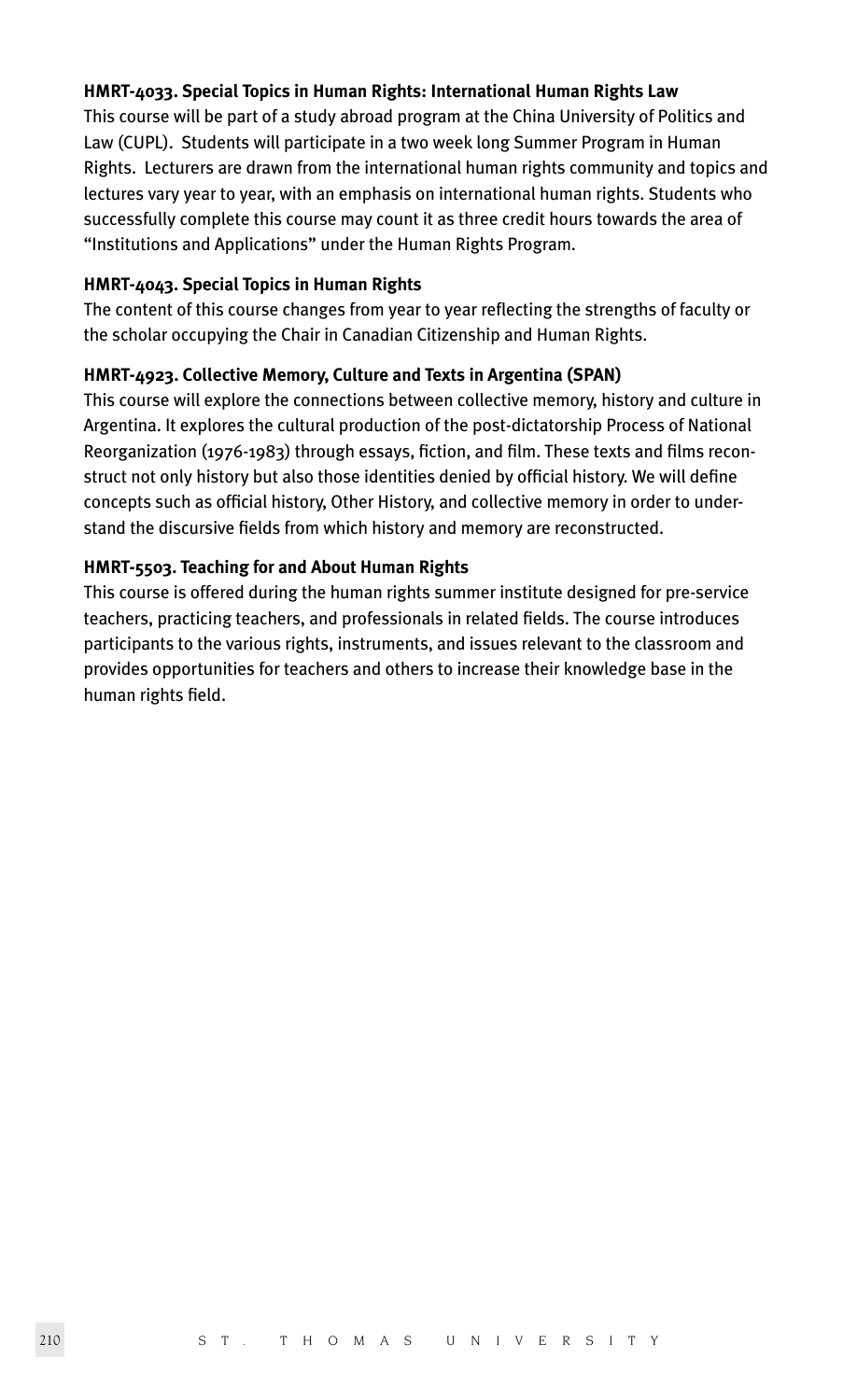**HMRT-4033. Special Topics in Human Rights: International Human Rights Law**

This course will be part of a study abroad program at the China University of Politics and Law (CUPL). Students will participate in a two week long Summer Program in Human Rights. Lecturers are drawn from the international human rights community and topics and lectures vary year to year, with an emphasis on international human rights. Students who successfully complete this course may count it as three credit hours towards the area of "Institutions and Applications" under the Human Rights Program.

**HMRT-4043. Special Topics in Human Rights**

The content of this course changes from year to year reflecting the strengths of faculty or the scholar occupying the Chair in Canadian Citizenship and Human Rights.

**HMRT-4923. Collective Memory, Culture and Texts in Argentina (SPAN)**

This course will explore the connections between collective memory, history and culture in Argentina. It explores the cultural production of the post-dictatorship Process of National Reorganization (1976-1983) through essays, fiction, and film. These texts and films reconstruct not only history but also those identities denied by official history. We will define concepts such as official history, Other History, and collective memory in order to understand the discursive fields from which history and memory are reconstructed.

**HMRT-5503. Teaching for and About Human Rights**

This course is offered during the human rights summer institute designed for pre-service teachers, practicing teachers, and professionals in related fields. The course introduces participants to the various rights, instruments, and issues relevant to the classroom and provides opportunities for teachers and others to increase their knowledge base in the human rights field.